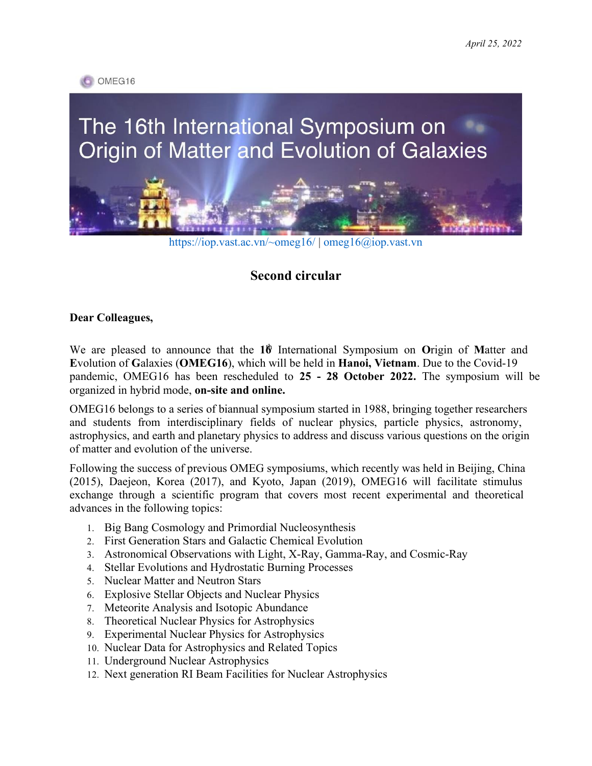*April 25, 2022*

OMEG16

# The 16th International Symposium on Origin of Matter and Evolution of Galaxies

https://iop.vast.ac.vn/~omeg16/ | omeg16@iop.vast.vn

## Second circular

**Dear Colleagues,**

We are pleased to announce that the **16th** International Symposium on **O**rigin of **M**atter and **E**volution of **G**alaxies (**OMEG16**), which will be held in **Hanoi, Vietnam**. Due to the Covid-19 pandemic, OMEG16 has been rescheduled to **25 - 28 October 2022.** The symposium will be organized in hybrid mode, **on-site and online.**

OMEG16 belongs to a series of biannual symposium started in 1988, bringing together researchers and students from interdisciplinary fields of nuclear physics, particle physics, astronomy, astrophysics, and earth and planetary physics to address and discuss various questions on the origin of matter and evolution of the universe.

Following the success of previous OMEG symposiums, which recently was held in Beijing, China (2015), Daejeon, Korea (2017), and Kyoto, Japan (2019), OMEG16 will facilitate stimulus exchange through a scientific program that covers most recent experimental and theoretical advances in the following topics:

1. Big Bang Cosmology and Primordial Nucleosynthesis
2. First Generation Stars and Galactic Chemical Evolution
3. Astronomical Observations with Light, X-Ray, Gamma-Ray, and Cosmic-Ray
4. Stellar Evolutions and Hydrostatic Burning Processes
5. Nuclear Matter and Neutron Stars
6. Explosive Stellar Objects and Nuclear Physics
7. Meteorite Analysis and Isotopic Abundance
8. Theoretical Nuclear Physics for Astrophysics
9. Experimental Nuclear Physics for Astrophysics
10. Nuclear Data for Astrophysics and Related Topics
11. Underground Nuclear Astrophysics
12. Next generation RI Beam Facilities for Nuclear Astrophysics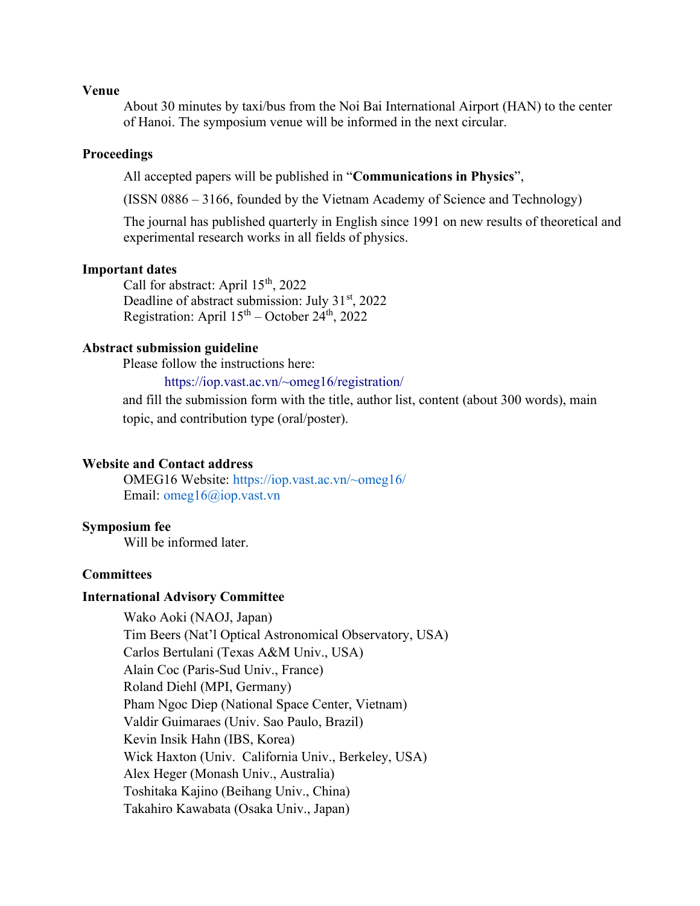### Venue

About 30 minutes by taxi/bus from the Noi Bai International Airport (HAN) to the center of Hanoi. The symposium venue will be informed in the next circular.

### Proceedings

All accepted papers will be published in "**Communications in Physics**",

(ISSN 0886 – 3166, founded by the Vietnam Academy of Science and Technology)

The journal has published quarterly in English since 1991 on new results of theoretical and experimental research works in all fields of physics.

### Important dates

Call for abstract: April 15th, 2022
Deadline of abstract submission: July 31st, 2022
Registration: April 15th – October 24th, 2022

### Abstract submission guideline

Please follow the instructions here:

https://iop.vast.ac.vn/~omeg16/registration/

and fill the submission form with the title, author list, content (about 300 words), main topic, and contribution type (oral/poster).

### Website and Contact address

OMEG16 Website: https://iop.vast.ac.vn/~omeg16/
Email: omeg16@iop.vast.vn

### Symposium fee

Will be informed later.

### Committees

#### International Advisory Committee

Wako Aoki (NAOJ, Japan)
Tim Beers (Nat'l Optical Astronomical Observatory, USA)
Carlos Bertulani (Texas A&M Univ., USA)
Alain Coc (Paris-Sud Univ., France)
Roland Diehl (MPI, Germany)
Pham Ngoc Diep (National Space Center, Vietnam)
Valdir Guimaraes (Univ. Sao Paulo, Brazil)
Kevin Insik Hahn (IBS, Korea)
Wick Haxton (Univ. California Univ., Berkeley, USA)
Alex Heger (Monash Univ., Australia)
Toshitaka Kajino (Beihang Univ., China)
Takahiro Kawabata (Osaka Univ., Japan)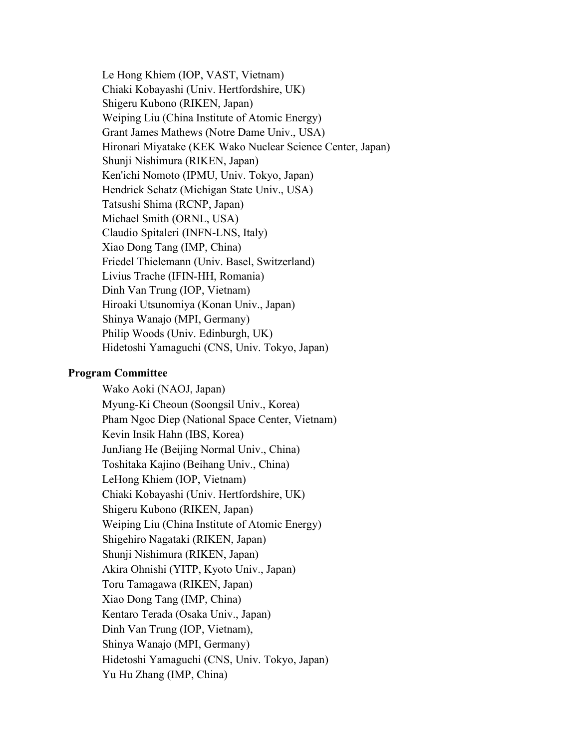Le Hong Khiem (IOP, VAST, Vietnam)
Chiaki Kobayashi (Univ. Hertfordshire, UK)
Shigeru Kubono (RIKEN, Japan)
Weiping Liu (China Institute of Atomic Energy)
Grant James Mathews (Notre Dame Univ., USA)
Hironari Miyatake (KEK Wako Nuclear Science Center, Japan)
Shunji Nishimura (RIKEN, Japan)
Ken'ichi Nomoto (IPMU, Univ. Tokyo, Japan)
Hendrick Schatz (Michigan State Univ., USA)
Tatsushi Shima (RCNP, Japan)
Michael Smith (ORNL, USA)
Claudio Spitaleri (INFN-LNS, Italy)
Xiao Dong Tang (IMP, China)
Friedel Thielemann (Univ. Basel, Switzerland)
Livius Trache (IFIN-HH, Romania)
Dinh Van Trung (IOP, Vietnam)
Hiroaki Utsunomiya (Konan Univ., Japan)
Shinya Wanajo (MPI, Germany)
Philip Woods (Univ. Edinburgh, UK)
Hidetoshi Yamaguchi (CNS, Univ. Tokyo, Japan)

**Program Committee**

Wako Aoki (NAOJ, Japan)
Myung-Ki Cheoun (Soongsil Univ., Korea)
Pham Ngoc Diep (National Space Center, Vietnam)
Kevin Insik Hahn (IBS, Korea)
JunJiang He (Beijing Normal Univ., China)
Toshitaka Kajino (Beihang Univ., China)
LeHong Khiem (IOP, Vietnam)
Chiaki Kobayashi (Univ. Hertfordshire, UK)
Shigeru Kubono (RIKEN, Japan)
Weiping Liu (China Institute of Atomic Energy)
Shigehiro Nagataki (RIKEN, Japan)
Shunji Nishimura (RIKEN, Japan)
Akira Ohnishi (YITP, Kyoto Univ., Japan)
Toru Tamagawa (RIKEN, Japan)
Xiao Dong Tang (IMP, China)
Kentaro Terada (Osaka Univ., Japan)
Dinh Van Trung (IOP, Vietnam),
Shinya Wanajo (MPI, Germany)
Hidetoshi Yamaguchi (CNS, Univ. Tokyo, Japan)
Yu Hu Zhang (IMP, China)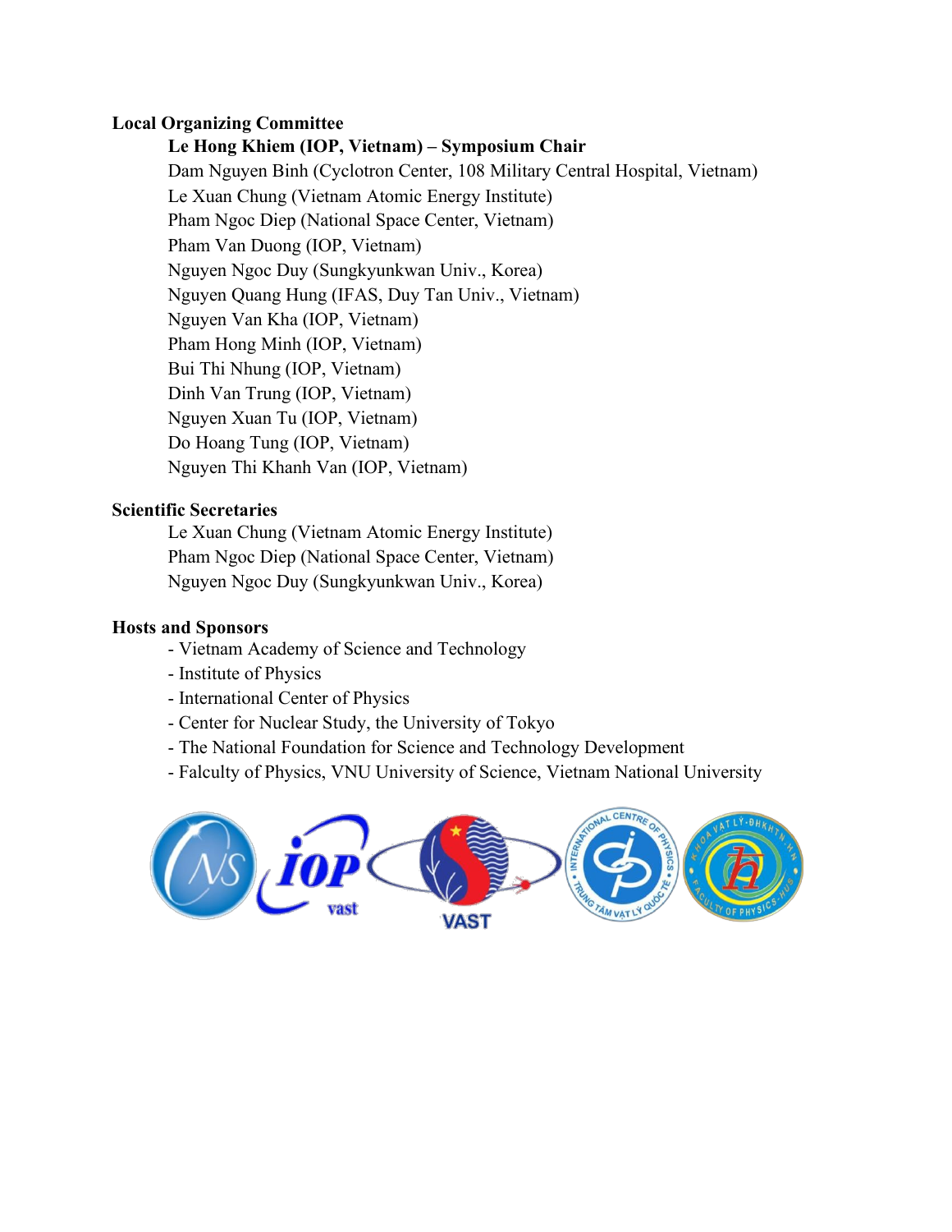**Local Organizing Committee**

**Le Hong Khiem (IOP, Vietnam) – Symposium Chair**

Dam Nguyen Binh (Cyclotron Center, 108 Military Central Hospital, Vietnam)
Le Xuan Chung (Vietnam Atomic Energy Institute)
Pham Ngoc Diep (National Space Center, Vietnam)
Pham Van Duong (IOP, Vietnam)
Nguyen Ngoc Duy (Sungkyunkwan Univ., Korea)
Nguyen Quang Hung (IFAS, Duy Tan Univ., Vietnam)
Nguyen Van Kha (IOP, Vietnam)
Pham Hong Minh (IOP, Vietnam)
Bui Thi Nhung (IOP, Vietnam)
Dinh Van Trung (IOP, Vietnam)
Nguyen Xuan Tu (IOP, Vietnam)
Do Hoang Tung (IOP, Vietnam)
Nguyen Thi Khanh Van (IOP, Vietnam)

**Scientific Secretaries**

Le Xuan Chung (Vietnam Atomic Energy Institute)
Pham Ngoc Diep (National Space Center, Vietnam)
Nguyen Ngoc Duy (Sungkyunkwan Univ., Korea)

**Hosts and Sponsors**

- Vietnam Academy of Science and Technology
- Institute of Physics
- International Center of Physics
- Center for Nuclear Study, the University of Tokyo
- The National Foundation for Science and Technology Development
- Falculty of Physics, VNU University of Science, Vietnam National University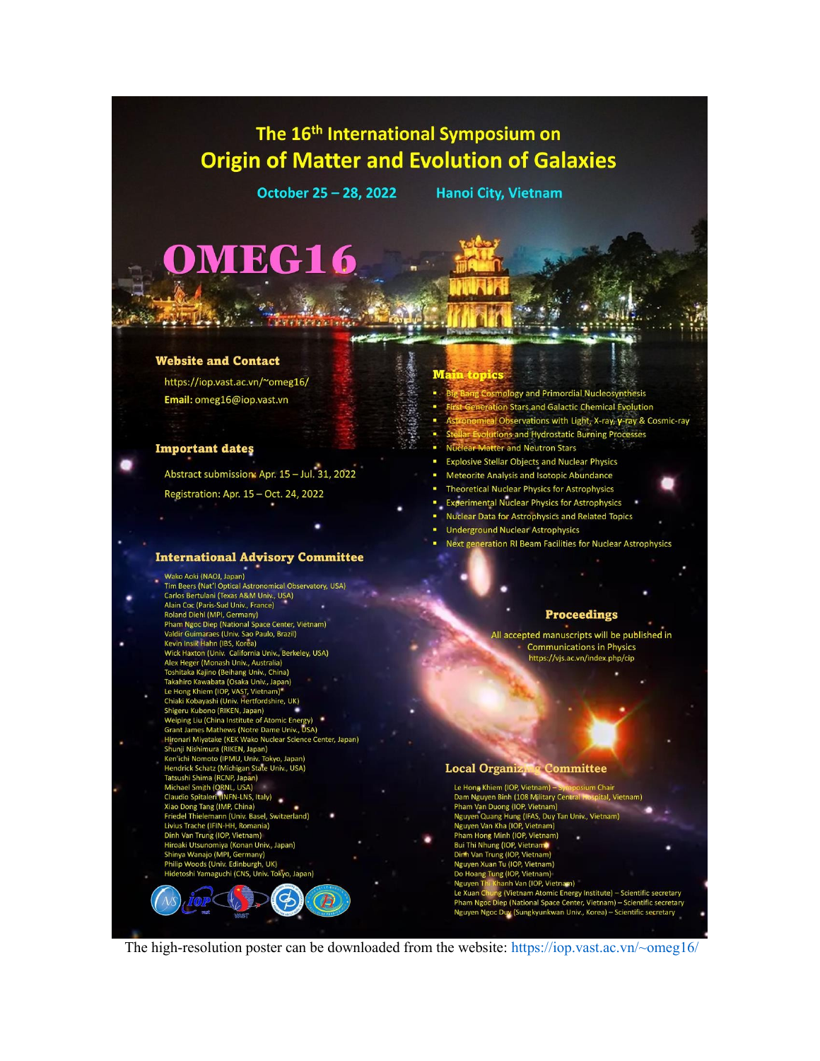# The 16th International Symposium on Origin of Matter and Evolution of Galaxies

October 25 – 28, 2022 Hanoi City, Vietnam

# OMEG16

## Website and Contact

https://iop.vast.ac.vn/~omeg16/

**Email:** omeg16@iop.vast.vn

## Important dates

Abstract submission: Apr. 15 – Jul. 31, 2022

Registration: Apr. 15 – Oct. 24, 2022

## Main topics

- Big Bang Cosmology and Primordial Nucleosynthesis
- First Generation Stars and Galactic Chemical Evolution
- Astronomical Observations with Light, X-ray, γ-ray & Cosmic-ray
- Stellar Evolutions and Hydrostatic Burning Processes
- Nuclear Matter and Neutron Stars
- Explosive Stellar Objects and Nuclear Physics
- Meteorite Analysis and Isotopic Abundance
- Theoretical Nuclear Physics for Astrophysics
- Experimental Nuclear Physics for Astrophysics
- Nuclear Data for Astrophysics and Related Topics
- Underground Nuclear Astrophysics
- Next generation RI Beam Facilities for Nuclear Astrophysics

## International Advisory Committee

Wako Aoki (NAOJ, Japan)
Tim Beers (Nat'l Optical Astronomical Observatory, USA)
Carlos Bertulani (Texas A&M Univ., USA)
Alain Coc (Paris-Sud Univ., France)
Roland Diehl (MPI, Germany)
Pham Ngoc Diep (National Space Center, Vietnam)
Valdir Guimaraes (Univ. Sao Paulo, Brazil)
Kevin Insik Hahn (IBS, Korea)
Wick Haxton (Univ. California Univ., Berkeley, USA)
Alex Heger (Monash Univ., Australia)
Toshitaka Kajino (Beihang Univ., China)
Takahiro Kawabata (Osaka Univ., Japan)
Le Hong Khiem (IOP, VAST, Vietnam)
Chiaki Kobayashi (Univ. Hertfordshire, UK)
Shigeru Kubono (RIKEN, Japan)
Weiping Liu (China Institute of Atomic Energy)
Grant James Mathews (Notre Dame Univ., USA)
Hironari Miyatake (KEK Wako Nuclear Science Center, Japan)
Shunji Nishimura (RIKEN, Japan)
Ken'ichi Nomoto (IPMU, Univ. Tokyo, Japan)
Hendrick Schatz (Michigan State Univ., USA)
Tatsushi Shima (RCNP, Japan)
Michael Smith (ORNL, USA)
Claudio Spitaleri (INFN-LNS, Italy)
Xiao Dong Tang (IMP, China)
Friedel Thielemann (Univ. Basel, Switzerland)
Livius Trache (IFIN-HH, Romania)
Dinh Van Trung (IOP, Vietnam)
Hiroaki Utsunomiya (Konan Univ., Japan)
Shinya Wanajo (MPI, Germany)
Philip Woods (Univ. Edinburgh, UK)
Hidetoshi Yamaguchi (CNS, Univ. Tokyo, Japan)

## Proceedings

All accepted manuscripts will be published in Communications in Physics
https://vjs.ac.vn/index.php/cip

## Local Organizing Committee

Le Hong Khiem (IOP, Vietnam) – Symposium Chair
Dam Nguyen Binh (108 Military Central Hospital, Vietnam)
Pham Van Duong (IOP, Vietnam)
Nguyen Quang Hung (IFAS, Duy Tan Univ., Vietnam)
Nguyen Van Kha (IOP, Vietnam)
Pham Hong Minh (IOP, Vietnam)
Bui Thi Nhung (IOP, Vietnam)
Dinh Van Trung (IOP, Vietnam)
Nguyen Xuan Tu (IOP, Vietnam)
Do Hoang Tung (IOP, Vietnam)
Nguyen Thi Khanh Van (IOP, Vietnam)
Le Xuan Chung (Vietnam Atomic Energy Institute) – Scientific secretary
Pham Ngoc Diep (National Space Center, Vietnam) – Scientific secretary
Nguyen Ngoc Duy (Sungkyunkwan Univ., Korea) – Scientific secretary

The high-resolution poster can be downloaded from the website: https://iop.vast.ac.vn/~omeg16/